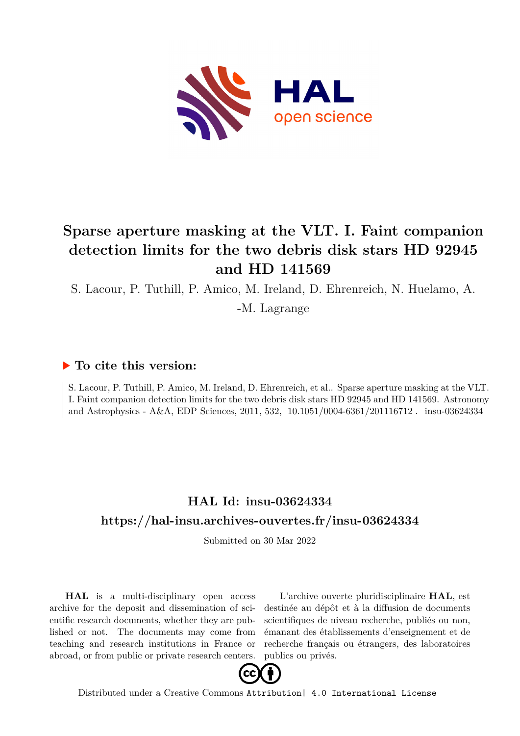# Sparse aperture masking at the VLT. I. Faint companion detection limits for the two debris disk stars HD 92945 and HD 141569

S. Lacour, P. Tuthill, P. Amico, M. Ireland, D. Ehrenreich, N. Huelamo, A. -M. Lagrange

## ▶ To cite this version:

S. Lacour, P. Tuthill, P. Amico, M. Ireland, D. Ehrenreich, et al.. Sparse aperture masking at the VLT. I. Faint companion detection limits for the two debris disk stars HD 92945 and HD 141569. Astronomy and Astrophysics - A&A, EDP Sciences, 2011, 532, 10.1051/0004-6361/201116712 . insu-03624334

## HAL Id: insu-03624334

## https://hal-insu.archives-ouvertes.fr/insu-03624334

Submitted on 30 Mar 2022

**HAL** is a multi-disciplinary open access archive for the deposit and dissemination of scientific research documents, whether they are published or not. The documents may come from teaching and research institutions in France or abroad, or from public or private research centers.

L'archive ouverte pluridisciplinaire **HAL**, est destinée au dépôt et à la diffusion de documents scientifiques de niveau recherche, publiés ou non, émanant des établissements d'enseignement et de recherche français ou étrangers, des laboratoires publics ou privés.

Distributed under a Creative Commons Attribution| 4.0 International License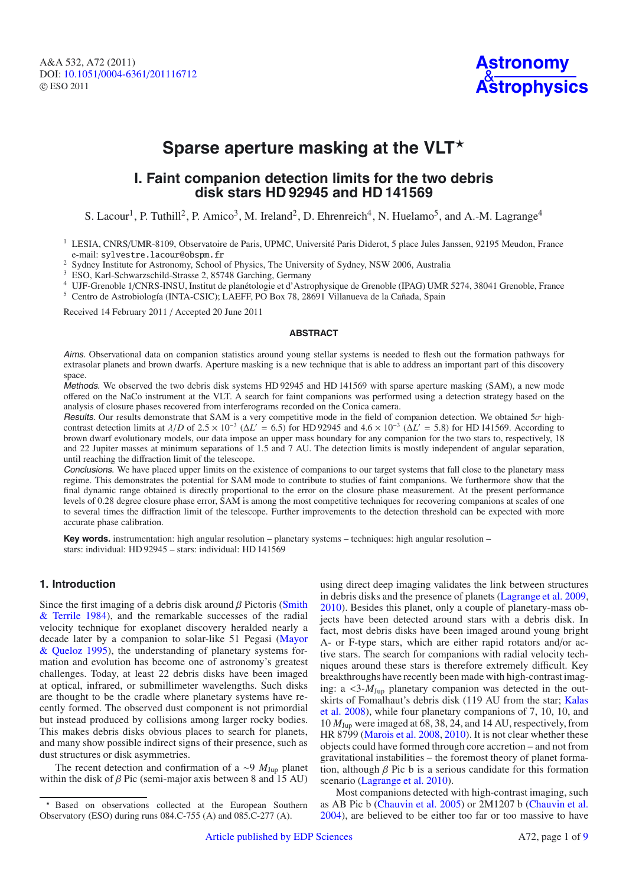# Sparse aperture masking at the VLT*

## I. Faint companion detection limits for the two debris disk stars HD 92945 and HD 141569

S. Lacour[1], P. Tuthill[2], P. Amico[3], M. Ireland[2], D. Ehrenreich[4], N. Huelamo[5], and A.-M. Lagrange[4]

[1] LESIA, CNRS/UMR-8109, Observatoire de Paris, UPMC, Université Paris Diderot, 5 place Jules Janssen, 92195 Meudon, France  
e-mail: sylvestre.lacour@obspm.fr  
[2] Sydney Institute for Astronomy, School of Physics, The University of Sydney, NSW 2006, Australia  
[3] ESO, Karl-Schwarzschild-Strasse 2, 85748 Garching, Germany  
[4] UJF-Grenoble 1/CNRS-INSU, Institut de planétologie et d'Astrophysique de Grenoble (IPAG) UMR 5274, 38041 Grenoble, France  
[5] Centro de Astrobiología (INTA-CSIC); LAEFF, PO Box 78, 28691 Villanueva de la Cañada, Spain

Received 14 February 2011 / Accepted 20 June 2011

### ABSTRACT

*Aims.* Observational data on companion statistics around young stellar systems is needed to flesh out the formation pathways for extrasolar planets and brown dwarfs. Aperture masking is a new technique that is able to address an important part of this discovery space.

*Methods.* We observed the two debris disk systems HD 92945 and HD 141569 with sparse aperture masking (SAM), a new mode offered on the NaCo instrument at the VLT. A search for faint companions was performed using a detection strategy based on the analysis of closure phases recovered from interferograms recorded on the Conica camera.

*Results.* Our results demonstrate that SAM is a very competitive mode in the field of companion detection. We obtained 5$\sigma$ high-contrast detection limits at $\lambda/D$ of $2.5 \times 10^{-3}$ ($\Delta L' = 6.5$) for HD 92945 and $4.6 \times 10^{-3}$ ($\Delta L' = 5.8$) for HD 141569. According to brown dwarf evolutionary models, our data impose an upper mass boundary for any companion for the two stars to, respectively, 18 and 22 Jupiter masses at minimum separations of 1.5 and 7 AU. The detection limits is mostly independent of angular separation, until reaching the diffraction limit of the telescope.

*Conclusions.* We have placed upper limits on the existence of companions to our target systems that fall close to the planetary mass regime. This demonstrates the potential for SAM mode to contribute to studies of faint companions. We furthermore show that the final dynamic range obtained is directly proportional to the error on the closure phase measurement. At the present performance levels of 0.28 degree closure phase error, SAM is among the most competitive techniques for recovering companions at scales of one to several times the diffraction limit of the telescope. Further improvements to the detection threshold can be expected with more accurate phase calibration.

**Key words.** instrumentation: high angular resolution – planetary systems – techniques: high angular resolution – stars: individual: HD 92945 – stars: individual: HD 141569

## 1. Introduction

Since the first imaging of a debris disk around $\beta$ Pictoris (Smith & Terrile 1984), and the remarkable successes of the radial velocity technique for exoplanet discovery heralded nearly a decade later by a companion to solar-like 51 Pegasi (Mayor & Queloz 1995), the understanding of planetary systems formation and evolution has become one of astronomy's greatest challenges. Today, at least 22 debris disks have been imaged at optical, infrared, or submillimeter wavelengths. Such disks are thought to be the cradle where planetary systems have recently formed. The observed dust component is not primordial but instead produced by collisions among larger rocky bodies. This makes debris disks obvious places to search for planets, and many show possible indirect signs of their presence, such as dust structures or disk asymmetries.

The recent detection and confirmation of a ~9 $M_{\rm Jup}$ planet within the disk of $\beta$ Pic (semi-major axis between 8 and 15 AU) using direct deep imaging validates the link between structures in debris disks and the presence of planets (Lagrange et al. 2009, 2010). Besides this planet, only a couple of planetary-mass objects have been detected around stars with a debris disk. In fact, most debris disks have been imaged around young bright A- or F-type stars, which are either rapid rotators and/or active stars. The search for companions with radial velocity techniques around these stars is therefore extremely difficult. Key breakthroughs have recently been made with high-contrast imaging: a <3-$M_{\rm Jup}$ planetary companion was detected in the outskirts of Fomalhaut's debris disk (119 AU from the star; Kalas et al. 2008), while four planetary companions of 7, 10, 10, and 10 $M_{\rm Jup}$ were imaged at 68, 38, 24, and 14 AU, respectively, from HR 8799 (Marois et al. 2008, 2010). It is not clear whether these objects could have formed through core accretion – and not from gravitational instabilities – the foremost theory of planet formation, although $\beta$ Pic b is a serious candidate for this formation scenario (Lagrange et al. 2010).

Most companions detected with high-contrast imaging, such as AB Pic b (Chauvin et al. 2005) or 2M1207 b (Chauvin et al. 2004), are believed to be either too far or too massive to have

* Based on observations collected at the European Southern Observatory (ESO) during runs 084.C-755 (A) and 085.C-277 (A).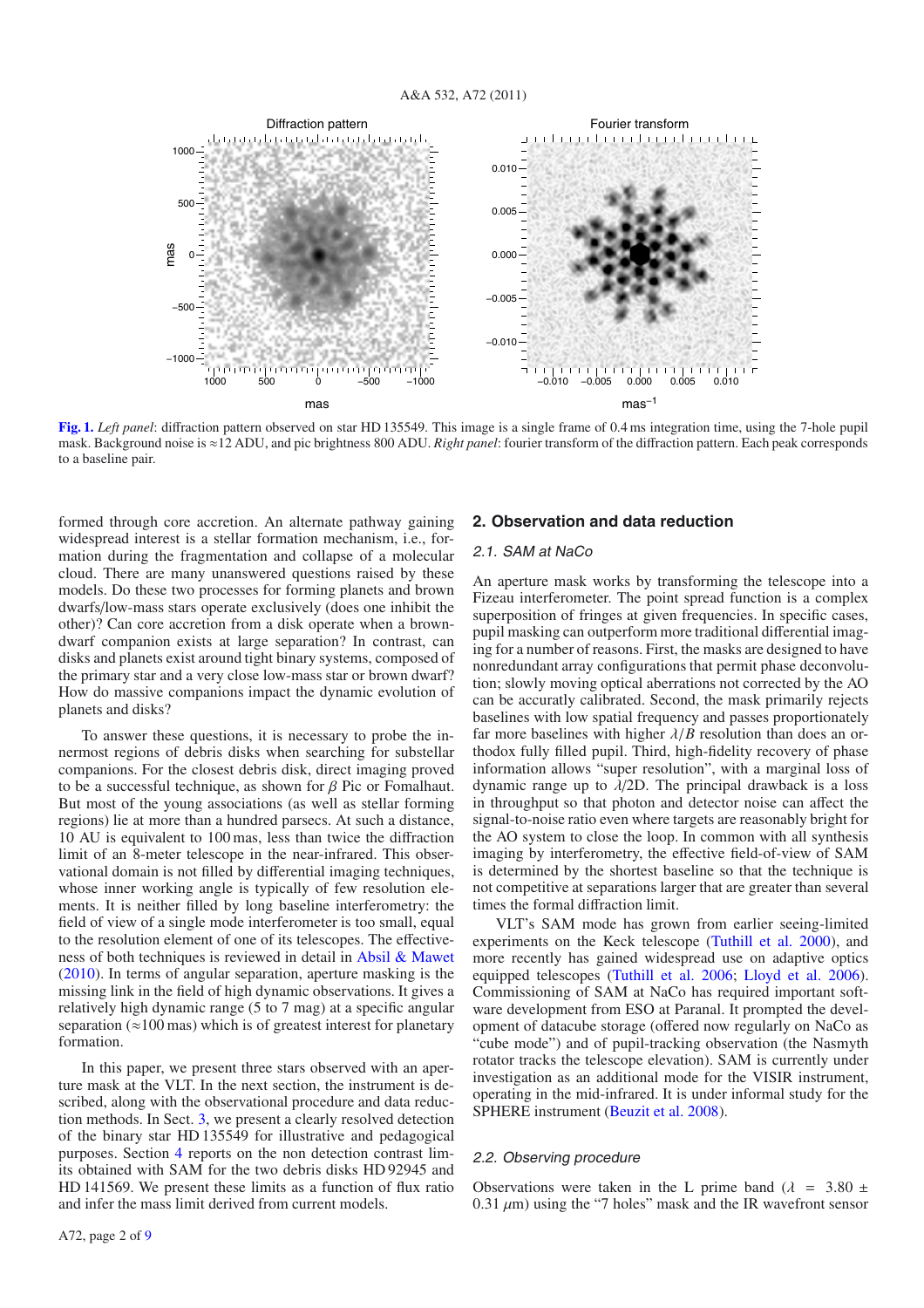**Fig. 1.** *Left panel*: diffraction pattern observed on star HD 135549. This image is a single frame of 0.4 ms integration time, using the 7-hole pupil mask. Background noise is ≈12 ADU, and pic brightness 800 ADU. *Right panel*: fourier transform of the diffraction pattern. Each peak corresponds to a baseline pair.

formed through core accretion. An alternate pathway gaining widespread interest is a stellar formation mechanism, i.e., formation during the fragmentation and collapse of a molecular cloud. There are many unanswered questions raised by these models. Do these two processes for forming planets and brown dwarfs/low-mass stars operate exclusively (does one inhibit the other)? Can core accretion from a disk operate when a brown-dwarf companion exists at large separation? In contrast, can disks and planets exist around tight binary systems, composed of the primary star and a very close low-mass star or brown dwarf? How do massive companions impact the dynamic evolution of planets and disks?

To answer these questions, it is necessary to probe the innermost regions of debris disks when searching for substellar companions. For the closest debris disk, direct imaging proved to be a successful technique, as shown for $\beta$ Pic or Fomalhaut. But most of the young associations (as well as stellar forming regions) lie at more than a hundred parsecs. At such a distance, 10 AU is equivalent to 100 mas, less than twice the diffraction limit of an 8-meter telescope in the near-infrared. This observational domain is not filled by differential imaging techniques, whose inner working angle is typically of few resolution elements. It is neither filled by long baseline interferometry: the field of view of a single mode interferometer is too small, equal to the resolution element of one of its telescopes. The effectiveness of both techniques is reviewed in detail in Absil & Mawet (2010). In terms of angular separation, aperture masking is the missing link in the field of high dynamic observations. It gives a relatively high dynamic range (5 to 7 mag) at a specific angular separation (≈100 mas) which is of greatest interest for planetary formation.

In this paper, we present three stars observed with an aperture mask at the VLT. In the next section, the instrument is described, along with the observational procedure and data reduction methods. In Sect. 3, we present a clearly resolved detection of the binary star HD 135549 for illustrative and pedagogical purposes. Section 4 reports on the non detection contrast limits obtained with SAM for the two debris disks HD 92945 and HD 141569. We present these limits as a function of flux ratio and infer the mass limit derived from current models.

## 2. Observation and data reduction

### 2.1. SAM at NaCo

An aperture mask works by transforming the telescope into a Fizeau interferometer. The point spread function is a complex superposition of fringes at given frequencies. In specific cases, pupil masking can outperform more traditional differential imaging for a number of reasons. First, the masks are designed to have nonredundant array configurations that permit phase deconvolution; slowly moving optical aberrations not corrected by the AO can be accuratly calibrated. Second, the mask primarily rejects baselines with low spatial frequency and passes proportionately far more baselines with higher $\lambda/B$ resolution than does an orthodox fully filled pupil. Third, high-fidelity recovery of phase information allows "super resolution", with a marginal loss of dynamic range up to $\lambda/2D$. The principal drawback is a loss in throughput so that photon and detector noise can affect the signal-to-noise ratio even where targets are reasonably bright for the AO system to close the loop. In common with all synthesis imaging by interferometry, the effective field-of-view of SAM is determined by the shortest baseline so that the technique is not competitive at separations larger that are greater than several times the formal diffraction limit.

VLT's SAM mode has grown from earlier seeing-limited experiments on the Keck telescope (Tuthill et al. 2000), and more recently has gained widespread use on adaptive optics equipped telescopes (Tuthill et al. 2006; Lloyd et al. 2006). Commissioning of SAM at NaCo has required important software development from ESO at Paranal. It prompted the development of datacube storage (offered now regularly on NaCo as "cube mode") and of pupil-tracking observation (the Nasmyth rotator tracks the telescope elevation). SAM is currently under investigation as an additional mode for the VISIR instrument, operating in the mid-infrared. It is under informal study for the SPHERE instrument (Beuzit et al. 2008).

### 2.2. Observing procedure

Observations were taken in the L prime band ($\lambda$ = 3.80 ± 0.31 $\mu$m) using the "7 holes" mask and the IR wavefront sensor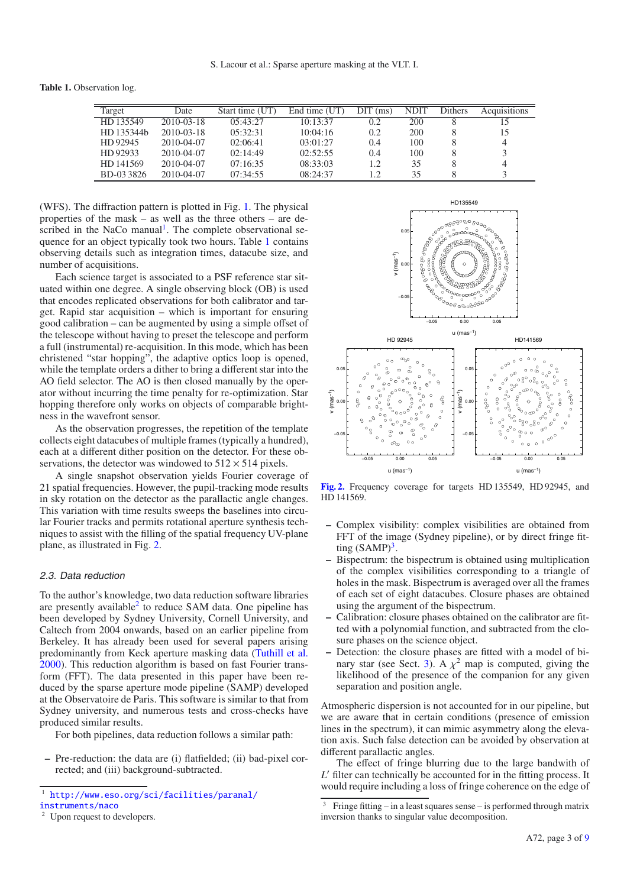**Table 1.** Observation log.

| Target | Date | Start time (UT) | End time (UT) | DIT (ms) | NDIT | Dithers | Acquisitions |
|---|---|---|---|---|---|---|---|
| HD 135549 | 2010-03-18 | 05:43:27 | 10:13:37 | 0.2 | 200 | 8 | 15 |
| HD 135344b | 2010-03-18 | 05:32:31 | 10:04:16 | 0.2 | 200 | 8 | 15 |
| HD 92945 | 2010-04-07 | 02:06:41 | 03:01:27 | 0.4 | 100 | 8 | 4 |
| HD 92933 | 2010-04-07 | 02:14:49 | 02:52:55 | 0.4 | 100 | 8 | 3 |
| HD 141569 | 2010-04-07 | 07:16:35 | 08:33:03 | 1.2 | 35 | 8 | 4 |
| BD-03 3826 | 2010-04-07 | 07:34:55 | 08:24:37 | 1.2 | 35 | 8 | 3 |

(WFS). The diffraction pattern is plotted in Fig. 1. The physical properties of the mask – as well as the three others – are described in the NaCo manual[1]. The complete observational sequence for an object typically took two hours. Table 1 contains observing details such as integration times, datacube size, and number of acquisitions.

Each science target is associated to a PSF reference star situated within one degree. A single observing block (OB) is used that encodes replicated observations for both calibrator and target. Rapid star acquisition – which is important for ensuring good calibration – can be augmented by using a simple offset of the telescope without having to preset the telescope and perform a full (instrumental) re-acquisition. In this mode, which has been christened "star hopping", the adaptive optics loop is opened, while the template orders a dither to bring a different star into the AO field selector. The AO is then closed manually by the operator without incurring the time penalty for re-optimization. Star hopping therefore only works on objects of comparable brightness in the wavefront sensor.

As the observation progresses, the repetition of the template collects eight datacubes of multiple frames (typically a hundred), each at a different dither position on the detector. For these observations, the detector was windowed to $512 \times 514$ pixels.

A single snapshot observation yields Fourier coverage of 21 spatial frequencies. However, the pupil-tracking mode results in sky rotation on the detector as the parallactic angle changes. This variation with time results sweeps the baselines into circular Fourier tracks and permits rotational aperture synthesis techniques to assist with the filling of the spatial frequency UV-plane plane, as illustrated in Fig. 2.

**Fig. 2.** Frequency coverage for targets HD 135549, HD 92945, and HD 141569.

### 2.3. Data reduction

To the author's knowledge, two data reduction software libraries are presently available[2] to reduce SAM data. One pipeline has been developed by Sydney University, Cornell University, and Caltech from 2004 onwards, based on an earlier pipeline from Berkeley. It has already been used for several papers arising predominantly from Keck aperture masking data (Tuthill et al. 2000). This reduction algorithm is based on fast Fourier transform (FFT). The data presented in this paper have been reduced by the sparse aperture mode pipeline (SAMP) developed at the Observatoire de Paris. This software is similar to that from Sydney university, and numerous tests and cross-checks have produced similar results.

For both pipelines, data reduction follows a similar path:

- Pre-reduction: the data are (i) flatfielded; (ii) bad-pixel corrected; and (iii) background-subtracted.
- Complex visibility: complex visibilities are obtained from FFT of the image (Sydney pipeline), or by direct fringe fitting (SAMP)[3].
- Bispectrum: the bispectrum is obtained using multiplication of the complex visibilities corresponding to a triangle of holes in the mask. Bispectrum is averaged over all the frames of each set of eight datacubes. Closure phases are obtained using the argument of the bispectrum.
- Calibration: closure phases obtained on the calibrator are fitted with a polynomial function, and subtracted from the closure phases on the science object.
- Detection: the closure phases are fitted with a model of binary star (see Sect. 3). A $\chi^2$ map is computed, giving the likelihood of the presence of the companion for any given separation and position angle.

Atmospheric dispersion is not accounted for in our pipeline, but we are aware that in certain conditions (presence of emission lines in the spectrum), it can mimic asymmetry along the elevation axis. Such false detection can be avoided by observation at different parallactic angles.

The effect of fringe blurring due to the large bandwidth of $L'$ filter can technically be accounted for in the fitting process. It would require including a loss of fringe coherence on the edge of

[1] http://www.eso.org/sci/facilities/paranal/instruments/naco

[2] Upon request to developers.

[3] Fringe fitting – in a least squares sense – is performed through matrix inversion thanks to singular value decomposition.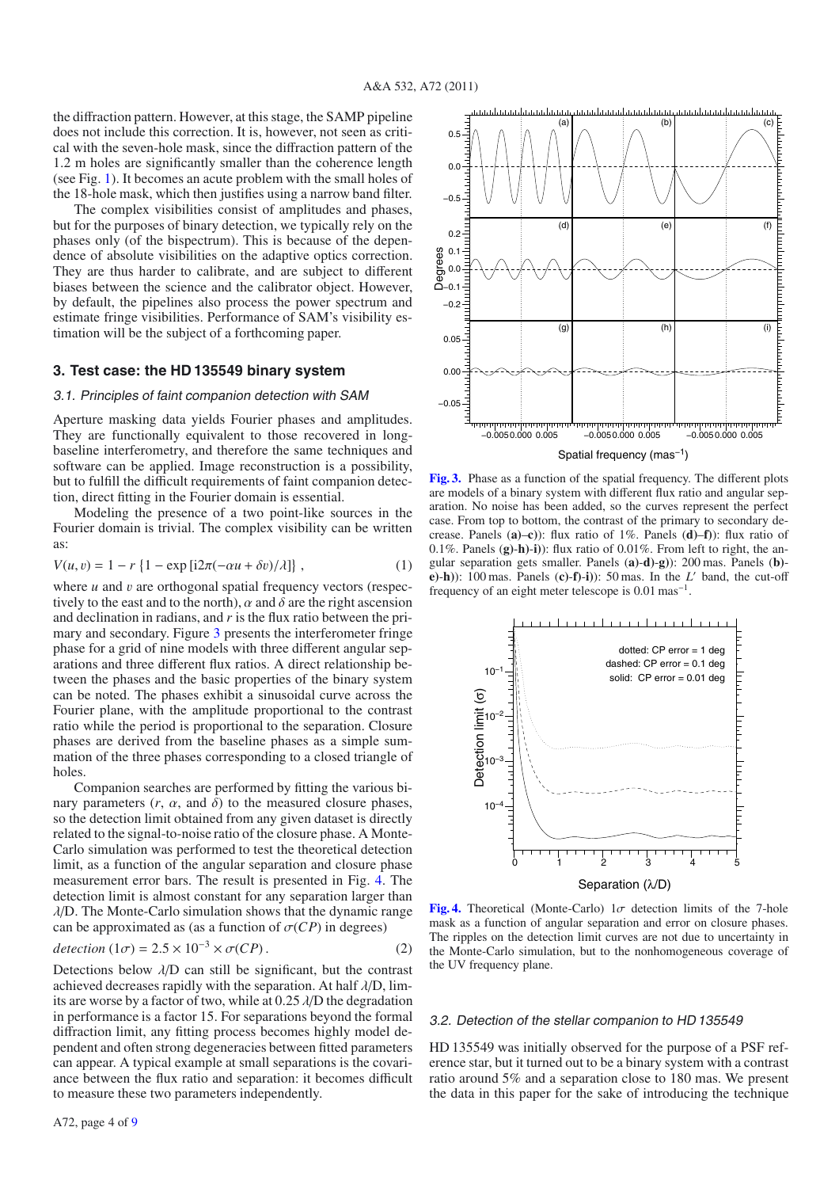the diffraction pattern. However, at this stage, the SAMP pipeline does not include this correction. It is, however, not seen as critical with the seven-hole mask, since the diffraction pattern of the 1.2 m holes are significantly smaller than the coherence length (see Fig. 1). It becomes an acute problem with the small holes of the 18-hole mask, which then justifies using a narrow band filter.

The complex visibilities consist of amplitudes and phases, but for the purposes of binary detection, we typically rely on the phases only (of the bispectrum). This is because of the dependence of absolute visibilities on the adaptive optics correction. They are thus harder to calibrate, and are subject to different biases between the science and the calibrator object. However, by default, the pipelines also process the power spectrum and estimate fringe visibilities. Performance of SAM's visibility estimation will be the subject of a forthcoming paper.

## 3. Test case: the HD 135549 binary system

### 3.1. Principles of faint companion detection with SAM

Aperture masking data yields Fourier phases and amplitudes. They are functionally equivalent to those recovered in long-baseline interferometry, and therefore the same techniques and software can be applied. Image reconstruction is a possibility, but to fulfill the difficult requirements of faint companion detection, direct fitting in the Fourier domain is essential.

Modeling the presence of a two point-like sources in the Fourier domain is trivial. The complex visibility can be written as:

$$V(u, v) = 1 - r\,\{1 - \exp\left[i2\pi(-\alpha u + \delta v)/\lambda\right]\}\,, \tag{1}$$

where $u$ and $v$ are orthogonal spatial frequency vectors (respectively to the east and to the north), $\alpha$ and $\delta$ are the right ascension and declination in radians, and $r$ is the flux ratio between the primary and secondary. Figure 3 presents the interferometer fringe phase for a grid of nine models with three different angular separations and three different flux ratios. A direct relationship between the phases and the basic properties of the binary system can be noted. The phases exhibit a sinusoidal curve across the Fourier plane, with the amplitude proportional to the contrast ratio while the period is proportional to the separation. Closure phases are derived from the baseline phases as a simple summation of the three phases corresponding to a closed triangle of holes.

Companion searches are performed by fitting the various binary parameters ($r$, $\alpha$, and $\delta$) to the measured closure phases, so the detection limit obtained from any given dataset is directly related to the signal-to-noise ratio of the closure phase. A Monte-Carlo simulation was performed to test the theoretical detection limit, as a function of the angular separation and closure phase measurement error bars. The result is presented in Fig. 4. The detection limit is almost constant for any separation larger than $\lambda$/D. The Monte-Carlo simulation shows that the dynamic range can be approximated as (as a function of $\sigma(CP)$ in degrees)

$$detection\ (1\sigma) = 2.5 \times 10^{-3} \times \sigma(CP)\,. \tag{2}$$

Detections below $\lambda$/D can still be significant, but the contrast achieved decreases rapidly with the separation. At half $\lambda$/D, limits are worse by a factor of two, while at 0.25 $\lambda$/D the degradation in performance is a factor 15. For separations beyond the formal diffraction limit, any fitting process becomes highly model dependent and often strong degeneracies between fitted parameters can appear. A typical example at small separations is the covariance between the flux ratio and separation: it becomes difficult to measure these two parameters independently.

**Fig. 3.** Phase as a function of the spatial frequency. The different plots are models of a binary system with different flux ratio and angular separation. No noise has been added, so the curves represent the perfect case. From top to bottom, the contrast of the primary to secondary decrease. Panels (**a**)–**c**)): flux ratio of 1%. Panels (**d**)–**f**)): flux ratio of 0.1%. Panels (**g**)-**h**)-**i**)): flux ratio of 0.01%. From left to right, the angular separation gets smaller. Panels (**a**)-**d**)-**g**)): 200 mas. Panels (**b**)-**e**)-**h**)): 100 mas. Panels (**c**)-**f**)-**i**)): 50 mas. In the $L'$ band, the cut-off frequency of an eight meter telescope is 0.01 mas$^{-1}$.

**Fig. 4.** Theoretical (Monte-Carlo) 1$\sigma$ detection limits of the 7-hole mask as a function of angular separation and error on closure phases. The ripples on the detection limit curves are not due to uncertainty in the Monte-Carlo simulation, but to the nonhomogeneous coverage of the UV frequency plane.

### 3.2. Detection of the stellar companion to HD 135549

HD 135549 was initially observed for the purpose of a PSF reference star, but it turned out to be a binary system with a contrast ratio around 5% and a separation close to 180 mas. We present the data in this paper for the sake of introducing the technique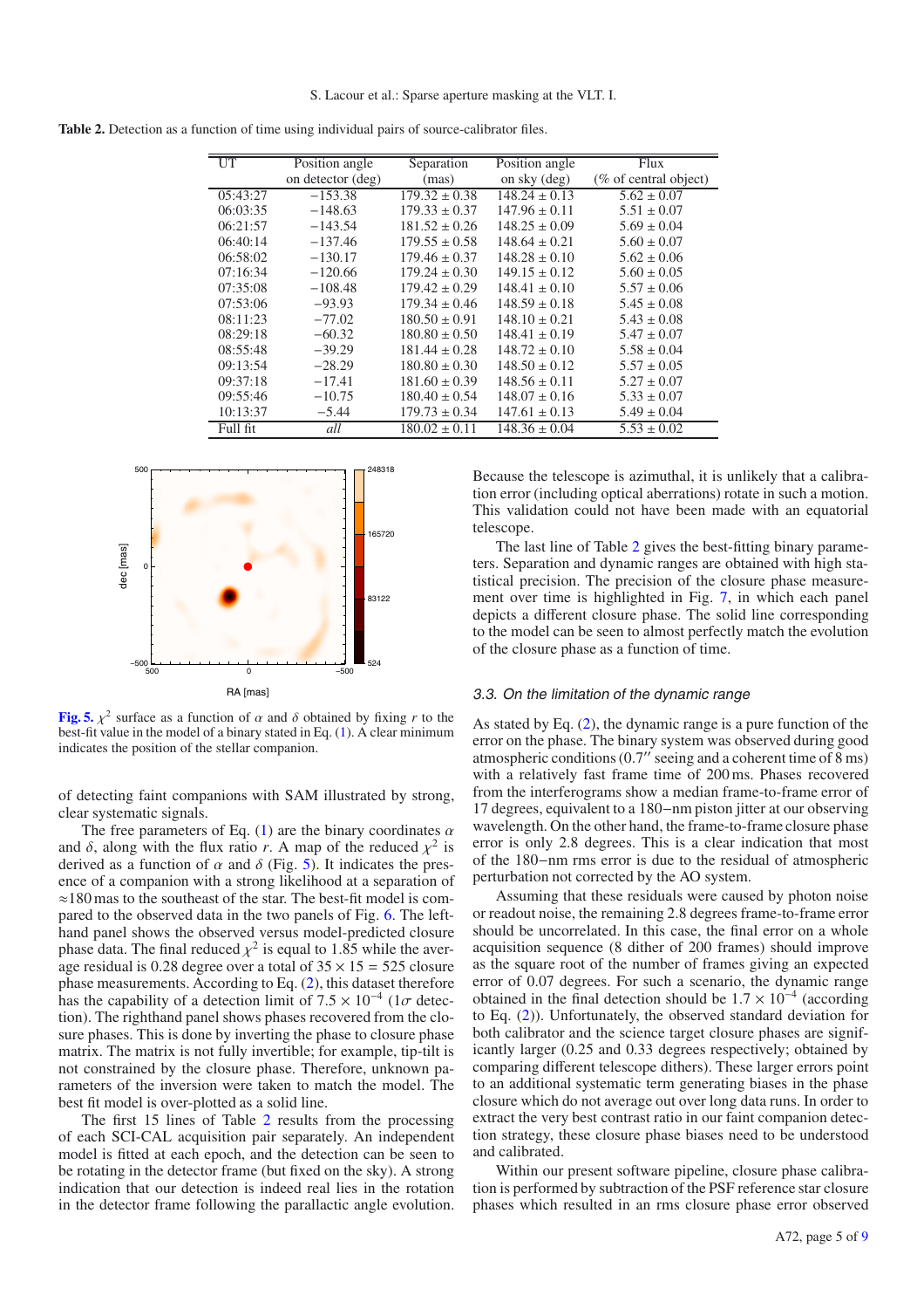**Table 2.** Detection as a function of time using individual pairs of source-calibrator files.

| UT | Position angle on detector (deg) | Separation (mas) | Position angle on sky (deg) | Flux (% of central object) |
|---|---|---|---|---|
| 05:43:27 | −153.38 | 179.32 ± 0.38 | 148.24 ± 0.13 | 5.62 ± 0.07 |
| 06:03:35 | −148.63 | 179.33 ± 0.37 | 147.96 ± 0.11 | 5.51 ± 0.07 |
| 06:21:57 | −143.54 | 181.52 ± 0.26 | 148.25 ± 0.09 | 5.69 ± 0.04 |
| 06:40:14 | −137.46 | 179.55 ± 0.58 | 148.64 ± 0.21 | 5.60 ± 0.07 |
| 06:58:02 | −130.17 | 179.46 ± 0.37 | 148.28 ± 0.10 | 5.62 ± 0.06 |
| 07:16:34 | −120.66 | 179.24 ± 0.30 | 149.15 ± 0.12 | 5.60 ± 0.05 |
| 07:35:08 | −108.48 | 179.42 ± 0.29 | 148.41 ± 0.10 | 5.57 ± 0.06 |
| 07:53:06 | −93.93 | 179.34 ± 0.46 | 148.59 ± 0.18 | 5.45 ± 0.08 |
| 08:11:23 | −77.02 | 180.50 ± 0.91 | 148.10 ± 0.21 | 5.43 ± 0.08 |
| 08:29:18 | −60.32 | 180.80 ± 0.50 | 148.41 ± 0.19 | 5.47 ± 0.07 |
| 08:55:48 | −39.29 | 181.44 ± 0.28 | 148.72 ± 0.10 | 5.58 ± 0.04 |
| 09:13:54 | −28.29 | 180.80 ± 0.30 | 148.50 ± 0.12 | 5.57 ± 0.05 |
| 09:37:18 | −17.41 | 181.60 ± 0.39 | 148.56 ± 0.11 | 5.27 ± 0.07 |
| 09:55:46 | −10.75 | 180.40 ± 0.54 | 148.07 ± 0.16 | 5.33 ± 0.07 |
| 10:13:37 | −5.44 | 179.73 ± 0.34 | 147.61 ± 0.13 | 5.49 ± 0.04 |
| Full fit | *all* | 180.02 ± 0.11 | 148.36 ± 0.04 | 5.53 ± 0.02 |

**Fig. 5.** $\chi^2$ surface as a function of $\alpha$ and $\delta$ obtained by fixing $r$ to the best-fit value in the model of a binary stated in Eq. (1). A clear minimum indicates the position of the stellar companion.

of detecting faint companions with SAM illustrated by strong, clear systematic signals.

The free parameters of Eq. (1) are the binary coordinates $\alpha$ and $\delta$, along with the flux ratio $r$. A map of the reduced $\chi^2$ is derived as a function of $\alpha$ and $\delta$ (Fig. 5). It indicates the presence of a companion with a strong likelihood at a separation of $\approx$180 mas to the southeast of the star. The best-fit model is compared to the observed data in the two panels of Fig. 6. The left-hand panel shows the observed versus model-predicted closure phase data. The final reduced $\chi^2$ is equal to 1.85 while the average residual is 0.28 degree over a total of $35 \times 15 = 525$ closure phase measurements. According to Eq. (2), this dataset therefore has the capability of a detection limit of $7.5 \times 10^{-4}$ ($1\sigma$ detection). The righthand panel shows phases recovered from the closure phases. This is done by inverting the phase to closure phase matrix. The matrix is not fully invertible; for example, tip-tilt is not constrained by the closure phase. Therefore, unknown parameters of the inversion were taken to match the model. The best fit model is over-plotted as a solid line.

The first 15 lines of Table 2 results from the processing of each SCI-CAL acquisition pair separately. An independent model is fitted at each epoch, and the detection can be seen to be rotating in the detector frame (but fixed on the sky). A strong indication that our detection is indeed real lies in the rotation in the detector frame following the parallactic angle evolution. Because the telescope is azimuthal, it is unlikely that a calibration error (including optical aberrations) rotate in such a motion. This validation could not have been made with an equatorial telescope.

The last line of Table 2 gives the best-fitting binary parameters. Separation and dynamic ranges are obtained with high statistical precision. The precision of the closure phase measurement over time is highlighted in Fig. 7, in which each panel depicts a different closure phase. The solid line corresponding to the model can be seen to almost perfectly match the evolution of the closure phase as a function of time.

### 3.3. On the limitation of the dynamic range

As stated by Eq. (2), the dynamic range is a pure function of the error on the phase. The binary system was observed during good atmospheric conditions (0.7″ seeing and a coherent time of 8 ms) with a relatively fast frame time of 200 ms. Phases recovered from the interferograms show a median frame-to-frame error of 17 degrees, equivalent to a 180−nm piston jitter at our observing wavelength. On the other hand, the frame-to-frame closure phase error is only 2.8 degrees. This is a clear indication that most of the 180−nm rms error is due to the residual of atmospheric perturbation not corrected by the AO system.

Assuming that these residuals were caused by photon noise or readout noise, the remaining 2.8 degrees frame-to-frame error should be uncorrelated. In this case, the final error on a whole acquisition sequence (8 dither of 200 frames) should improve as the square root of the number of frames giving an expected error of 0.07 degrees. For such a scenario, the dynamic range obtained in the final detection should be $1.7 \times 10^{-4}$ (according to Eq. (2)). Unfortunately, the observed standard deviation for both calibrator and the science target closure phases are significantly larger (0.25 and 0.33 degrees respectively; obtained by comparing different telescope dithers). These larger errors point to an additional systematic term generating biases in the phase closure which do not average out over long data runs. In order to extract the very best contrast ratio in our faint companion detection strategy, these closure phase biases need to be understood and calibrated.

Within our present software pipeline, closure phase calibration is performed by subtraction of the PSF reference star closure phases which resulted in an rms closure phase error observed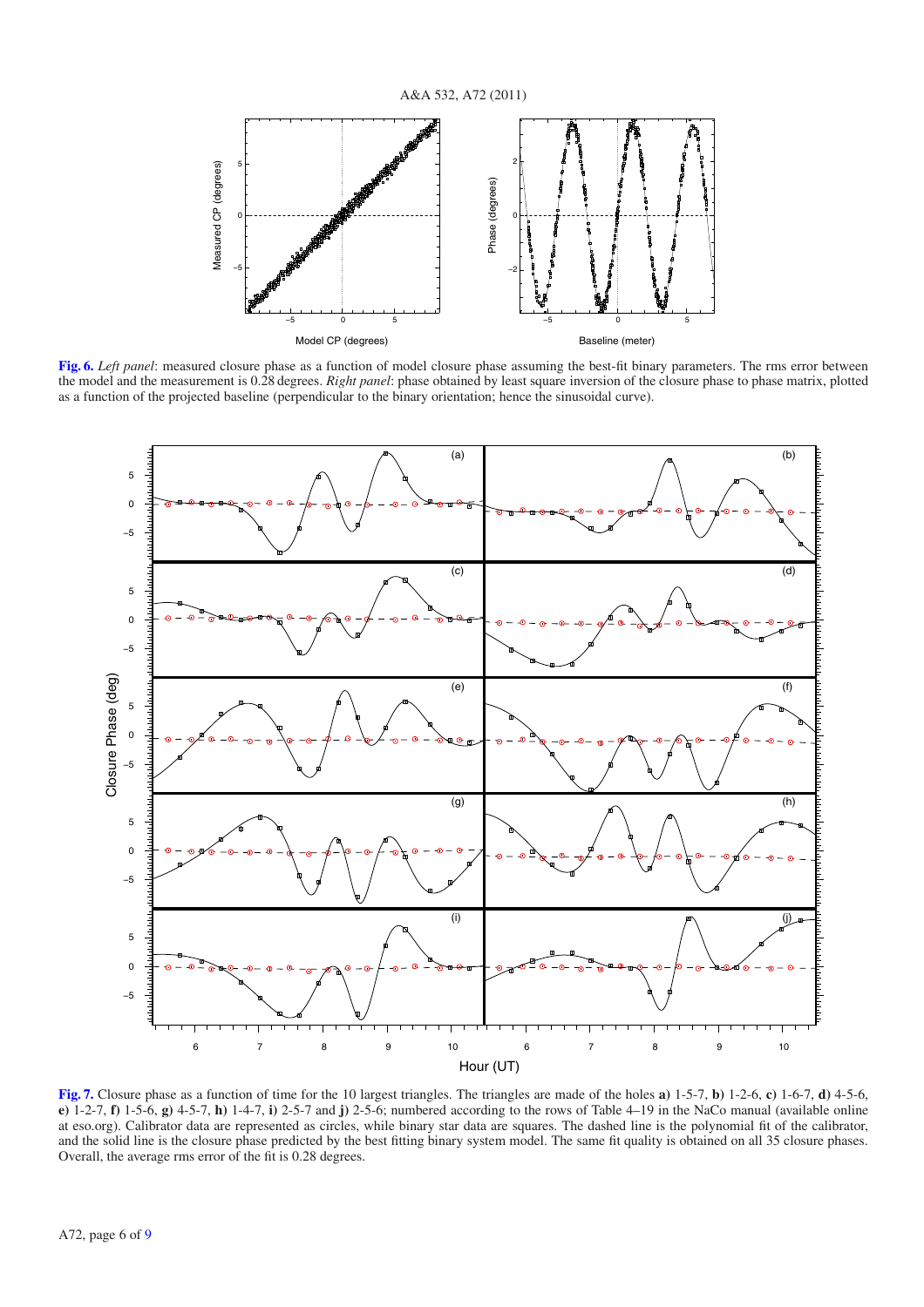**Fig. 6.** *Left panel*: measured closure phase as a function of model closure phase assuming the best-fit binary parameters. The rms error between the model and the measurement is 0.28 degrees. *Right panel*: phase obtained by least square inversion of the closure phase to phase matrix, plotted as a function of the projected baseline (perpendicular to the binary orientation; hence the sinusoidal curve).

**Fig. 7.** Closure phase as a function of time for the 10 largest triangles. The triangles are made of the holes **a)** 1-5-7, **b)** 1-2-6, **c)** 1-6-7, **d)** 4-5-6, **e)** 1-2-7, **f)** 1-5-6, **g)** 4-5-7, **h)** 1-4-7, **i)** 2-5-7 and **j)** 2-5-6; numbered according to the rows of Table 4–19 in the NaCo manual (available online at eso.org). Calibrator data are represented as circles, while binary star data are squares. The dashed line is the polynomial fit of the calibrator, and the solid line is the closure phase predicted by the best fitting binary system model. The same fit quality is obtained on all 35 closure phases. Overall, the average rms error of the fit is 0.28 degrees.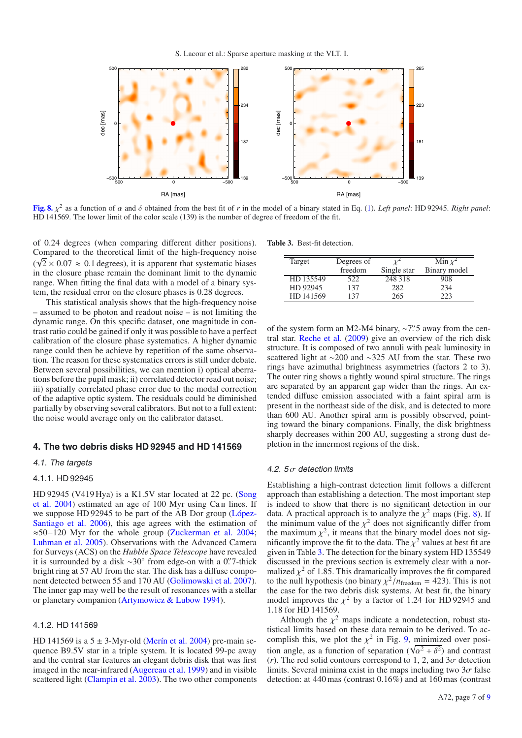**Fig. 8.** $\chi^2$ as a function of $\alpha$ and $\delta$ obtained from the best fit of $r$ in the model of a binary stated in Eq. (1). *Left panel*: HD 92945. *Right panel*: HD 141569. The lower limit of the color scale (139) is the number of degree of freedom of the fit.

of 0.24 degrees (when comparing different dither positions). Compared to the theoretical limit of the high-frequency noise ($\sqrt{2} \times 0.07 \approx 0.1$ degrees), it is apparent that systematic biases in the closure phase remain the dominant limit to the dynamic range. When fitting the final data with a model of a binary system, the residual error on the closure phases is 0.28 degrees.

This statistical analysis shows that the high-frequency noise – assumed to be photon and readout noise – is not limiting the dynamic range. On this specific dataset, one magnitude in contrast ratio could be gained if only it was possible to have a perfect calibration of the closure phase systematics. A higher dynamic range could then be achieve by repetition of the same observation. The reason for these systematics errors is still under debate. Between several possibilities, we can mention i) optical aberrations before the pupil mask; ii) correlated detector read out noise; iii) spatially correlated phase error due to the modal correction of the adaptive optic system. The residuals could be diminished partially by observing several calibrators. But not to a full extent: the noise would average only on the calibrator dataset.

## 4. The two debris disks HD 92945 and HD 141569

### 4.1. The targets

#### 4.1.1. HD 92945

HD 92945 (V419 Hya) is a K1.5V star located at 22 pc. (Song et al. 2004) estimated an age of 100 Myr using Ca II lines. If we suppose HD 92945 to be part of the AB Dor group (López-Santiago et al. 2006), this age agrees with the estimation of ≈50−120 Myr for the whole group (Zuckerman et al. 2004; Luhman et al. 2005). Observations with the Advanced Camera for Surveys (ACS) on the *Hubble Space Telescope* have revealed it is surrounded by a disk ∼30° from edge-on with a 0.″7-thick bright ring at 57 AU from the star. The disk has a diffuse component detected between 55 and 170 AU (Golimowski et al. 2007). The inner gap may well be the result of resonances with a stellar or planetary companion (Artymowicz & Lubow 1994).

#### 4.1.2. HD 141569

HD 141569 is a 5 ± 3-Myr-old (Merín et al. 2004) pre-main sequence B9.5V star in a triple system. It is located 99-pc away and the central star features an elegant debris disk that was first imaged in the near-infrared (Augereau et al. 1999) and in visible scattered light (Clampin et al. 2003). The two other components of the system form an M2-M4 binary, ∼7.″5 away from the central star. Reche et al. (2009) give an overview of the rich disk structure. It is composed of two annuli with peak luminosity in scattered light at ∼200 and ∼325 AU from the star. These two rings have azimuthal brightness asymmetries (factors 2 to 3). The outer ring shows a tightly wound spiral structure. The rings are separated by an apparent gap wider than the rings. An extended diffuse emission associated with a faint spiral arm is present in the northeast side of the disk, and is detected to more than 600 AU. Another spiral arm is possibly observed, pointing toward the binary companions. Finally, the disk brightness sharply decreases within 200 AU, suggesting a strong dust depletion in the innermost regions of the disk.

**Table 3.** Best-fit detection.

| Target | Degrees of freedom | $\chi^2$ Single star | Min $\chi^2$ Binary model |
|---|---|---|---|
| HD 135549 | 522 | 248 318 | 908 |
| HD 92945 | 137 | 282 | 234 |
| HD 141569 | 137 | 265 | 223 |

### 4.2. 5$\sigma$ detection limits

Establishing a high-contrast detection limit follows a different approach than establishing a detection. The most important step is indeed to show that there is no significant detection in our data. A practical approach is to analyze the $\chi^2$ maps (Fig. 8). If the minimum value of the $\chi^2$ does not significantly differ from the maximum $\chi^2$, it means that the binary model does not significantly improve the fit to the data. The $\chi^2$ values at best fit are given in Table 3. The detection for the binary system HD 135549 discussed in the previous section is extremely clear with a normalized $\chi^2$ of 1.85. This dramatically improves the fit compared to the null hypothesis (no binary $\chi^2/n_{\rm freedom} = 423$). This is not the case for the two debris disk systems. At best fit, the binary model improves the $\chi^2$ by a factor of 1.24 for HD 92945 and 1.18 for HD 141569.

Although the $\chi^2$ maps indicate a nondetection, robust statistical limits based on these data remain to be derived. To accomplish this, we plot the $\chi^2$ in Fig. 9, minimized over position angle, as a function of separation ($\sqrt{\alpha^2 + \delta^2}$) and contrast ($r$). The red solid contours correspond to 1, 2, and 3$\sigma$ detection limits. Several minima exist in the maps including two 3$\sigma$ false detection: at 440 mas (contrast 0.16%) and at 160 mas (contrast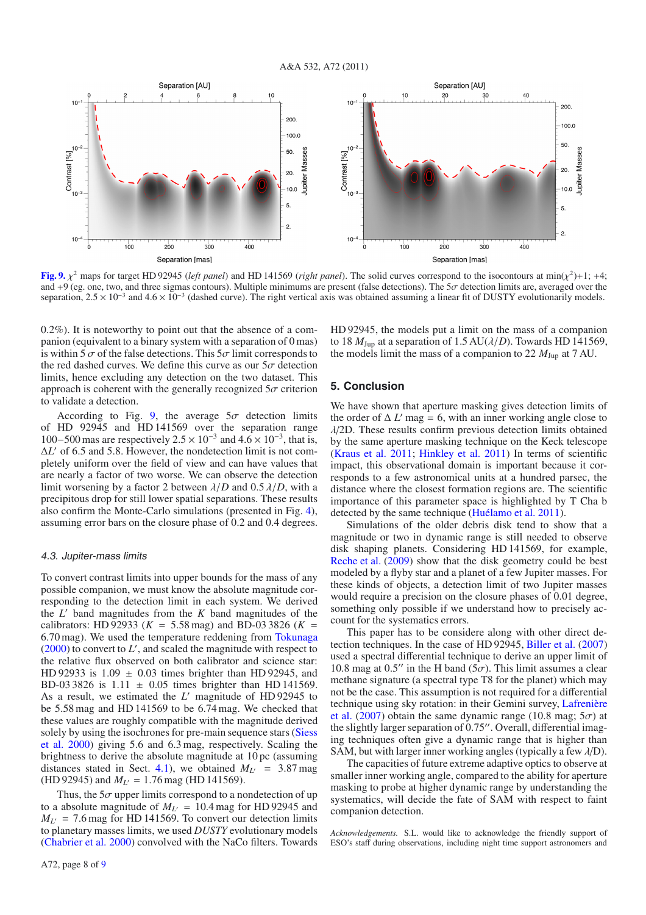**Fig. 9.** $\chi^2$ maps for target HD 92945 (*left panel*) and HD 141569 (*right panel*). The solid curves correspond to the isocontours at min($\chi^2$)+1; +4; and +9 (eg. one, two, and three sigmas contours). Multiple minimums are present (false detections). The 5$\sigma$ detection limits are, averaged over the separation, $2.5 \times 10^{-3}$ and $4.6 \times 10^{-3}$ (dashed curve). The right vertical axis was obtained assuming a linear fit of DUSTY evolutionarily models.

0.2%). It is noteworthy to point out that the absence of a companion (equivalent to a binary system with a separation of 0 mas) is within 5 $\sigma$ of the false detections. This 5$\sigma$ limit corresponds to the red dashed curves. We define this curve as our 5$\sigma$ detection limits, hence excluding any detection on the two dataset. This approach is coherent with the generally recognized 5$\sigma$ criterion to validate a detection.

According to Fig. 9, the average 5$\sigma$ detection limits of HD 92945 and HD 141569 over the separation range 100−500 mas are respectively $2.5 \times 10^{-3}$ and $4.6 \times 10^{-3}$, that is, $\Delta L'$ of 6.5 and 5.8. However, the nondetection limit is not completely uniform over the field of view and can have values that are nearly a factor of two worse. We can observe the detection limit worsening by a factor 2 between $\lambda/D$ and $0.5\,\lambda/D$, with a precipitous drop for still lower spatial separations. These results also confirm the Monte-Carlo simulations (presented in Fig. 4), assuming error bars on the closure phase of 0.2 and 0.4 degrees.

### 4.3. Jupiter-mass limits

To convert contrast limits into upper bounds for the mass of any possible companion, we must know the absolute magnitude corresponding to the detection limit in each system. We derived the $L'$ band magnitudes from the $K$ band magnitudes of the calibrators: HD 92933 ($K$ = 5.58 mag) and BD-03 3826 ($K$ = 6.70 mag). We used the temperature reddening from Tokunaga (2000) to convert to $L'$, and scaled the magnitude with respect to the relative flux observed on both calibrator and science star: HD 92933 is 1.09 ± 0.03 times brighter than HD 92945, and BD-03 3826 is 1.11 ± 0.05 times brighter than HD 141569. As a result, we estimated the $L'$ magnitude of HD 92945 to be 5.58 mag and HD 141569 to be 6.74 mag. We checked that these values are roughly compatible with the magnitude derived solely by using the isochrones for pre-main sequence stars (Siess et al. 2000) giving 5.6 and 6.3 mag, respectively. Scaling the brightness to derive the absolute magnitude at 10 pc (assuming distances stated in Sect. 4.1), we obtained $M_{L'}$ = 3.87 mag (HD 92945) and $M_{L'}$ = 1.76 mag (HD 141569).

Thus, the 5$\sigma$ upper limits correspond to a nondetection of up to a absolute magnitude of $M_{L'}$ = 10.4 mag for HD 92945 and $M_{L'}$ = 7.6 mag for HD 141569. To convert our detection limits to planetary masses limits, we used *DUSTY* evolutionary models (Chabrier et al. 2000) convolved with the NaCo filters. Towards HD 92945, the models put a limit on the mass of a companion to 18 $M_{\rm Jup}$ at a separation of 1.5 AU($\lambda/D$). Towards HD 141569, the models limit the mass of a companion to 22 $M_{\rm Jup}$ at 7 AU.

## 5. Conclusion

We have shown that aperture masking gives detection limits of the order of $\Delta\,L'$ mag = 6, with an inner working angle close to $\lambda$/2D. These results confirm previous detection limits obtained by the same aperture masking technique on the Keck telescope (Kraus et al. 2011; Hinkley et al. 2011) In terms of scientific impact, this observational domain is important because it corresponds to a few astronomical units at a hundred parsec, the distance where the closest formation regions are. The scientific importance of this parameter space is highlighted by T Cha b detected by the same technique (Huélamo et al. 2011).

Simulations of the older debris disk tend to show that a magnitude or two in dynamic range is still needed to observe disk shaping planets. Considering HD 141569, for example, Reche et al. (2009) show that the disk geometry could be best modeled by a flyby star and a planet of a few Jupiter masses. For these kinds of objects, a detection limit of two Jupiter masses would require a precision on the closure phases of 0.01 degree, something only possible if we understand how to precisely account for the systematics errors.

This paper has to be considere along with other direct detection techniques. In the case of HD 92945, Biller et al. (2007) used a spectral differential technique to derive an upper limit of 10.8 mag at 0.5″ in the H band (5$\sigma$). This limit assumes a clear methane signature (a spectral type T8 for the planet) which may not be the case. This assumption is not required for a differential technique using sky rotation: in their Gemini survey, Lafrenière et al. (2007) obtain the same dynamic range (10.8 mag; 5$\sigma$) at the slightly larger separation of 0.75″. Overall, differential imaging techniques often give a dynamic range that is higher than SAM, but with larger inner working angles (typically a few $\lambda$/D).

The capacities of future extreme adaptive optics to observe at smaller inner working angle, compared to the ability for aperture masking to probe at higher dynamic range by understanding the systematics, will decide the fate of SAM with respect to faint companion detection.

*Acknowledgements.* S.L. would like to acknowledge the friendly support of ESO's staff during observations, including night time support astronomers and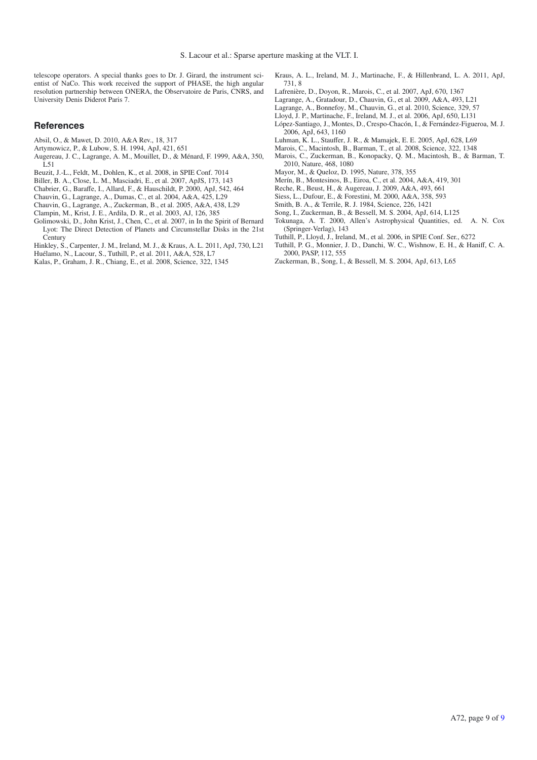telescope operators. A special thanks goes to Dr. J. Girard, the instrument scientist of NaCo. This work received the support of PHASE, the high angular resolution partnership between ONERA, the Observatoire de Paris, CNRS, and University Denis Diderot Paris 7.

## References

Absil, O., & Mawet, D. 2010, A&A Rev., 18, 317
Artymowicz, P., & Lubow, S. H. 1994, ApJ, 421, 651
Augereau, J. C., Lagrange, A. M., Mouillet, D., & Ménard, F. 1999, A&A, 350, L51
Beuzit, J.-L., Feldt, M., Dohlen, K., et al. 2008, in SPIE Conf. 7014
Biller, B. A., Close, L. M., Masciadri, E., et al. 2007, ApJS, 173, 143
Chabrier, G., Baraffe, I., Allard, F., & Hauschildt, P. 2000, ApJ, 542, 464
Chauvin, G., Lagrange, A., Dumas, C., et al. 2004, A&A, 425, L29
Chauvin, G., Lagrange, A., Zuckerman, B., et al. 2005, A&A, 438, L29
Clampin, M., Krist, J. E., Ardila, D. R., et al. 2003, AJ, 126, 385
Golimowski, D., John Krist, J., Chen, C., et al. 2007, in In the Spirit of Bernard Lyot: The Direct Detection of Planets and Circumstellar Disks in the 21st Century
Hinkley, S., Carpenter, J. M., Ireland, M. J., & Kraus, A. L. 2011, ApJ, 730, L21
Huélamo, N., Lacour, S., Tuthill, P., et al. 2011, A&A, 528, L7
Kalas, P., Graham, J. R., Chiang, E., et al. 2008, Science, 322, 1345
Kraus, A. L., Ireland, M. J., Martinache, F., & Hillenbrand, L. A. 2011, ApJ, 731, 8
Lafrenière, D., Doyon, R., Marois, C., et al. 2007, ApJ, 670, 1367
Lagrange, A., Gratadour, D., Chauvin, G., et al. 2009, A&A, 493, L21
Lagrange, A., Bonnefoy, M., Chauvin, G., et al. 2010, Science, 329, 57
Lloyd, J. P., Martinache, F., Ireland, M. J., et al. 2006, ApJ, 650, L131
López-Santiago, J., Montes, D., Crespo-Chacón, I., & Fernández-Figueroa, M. J. 2006, ApJ, 643, 1160
Luhman, K. L., Stauffer, J. R., & Mamajek, E. E. 2005, ApJ, 628, L69
Marois, C., Macintosh, B., Barman, T., et al. 2008, Science, 322, 1348
Marois, C., Zuckerman, B., Konopacky, Q. M., Macintosh, B., & Barman, T. 2010, Nature, 468, 1080
Mayor, M., & Queloz, D. 1995, Nature, 378, 355
Merín, B., Montesinos, B., Eiroa, C., et al. 2004, A&A, 419, 301
Reche, R., Beust, H., & Augereau, J. 2009, A&A, 493, 661
Siess, L., Dufour, E., & Forestini, M. 2000, A&A, 358, 593
Smith, B. A., & Terrile, R. J. 1984, Science, 226, 1421
Song, I., Zuckerman, B., & Bessell, M. S. 2004, ApJ, 614, L125
Tokunaga, A. T. 2000, Allen's Astrophysical Quantities, ed. A. N. Cox (Springer-Verlag), 143
Tuthill, P., Lloyd, J., Ireland, M., et al. 2006, in SPIE Conf. Ser., 6272
Tuthill, P. G., Monnier, J. D., Danchi, W. C., Wishnow, E. H., & Haniff, C. A. 2000, PASP, 112, 555
Zuckerman, B., Song, I., & Bessell, M. S. 2004, ApJ, 613, L65